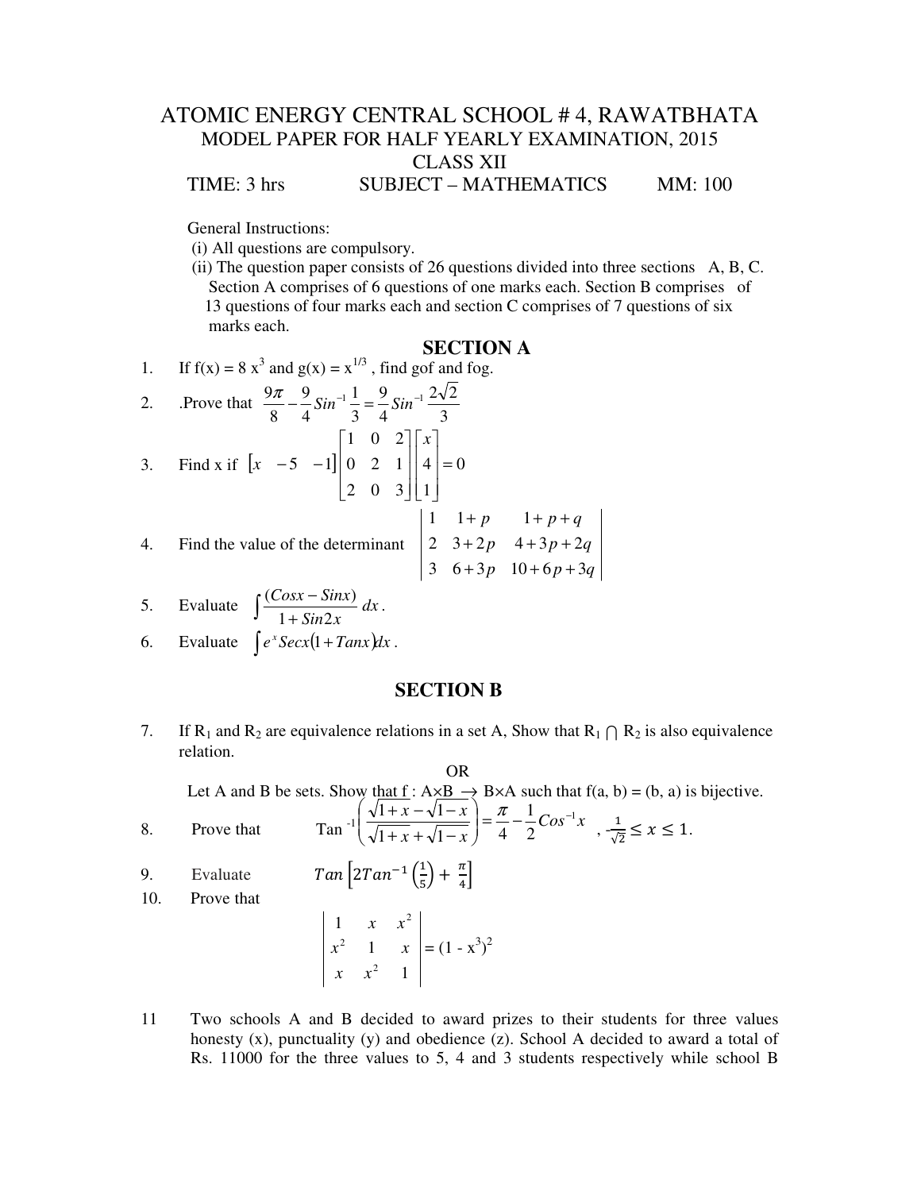# ATOMIC ENERGY CENTRAL SCHOOL # 4, RAWATBHATA

## MODEL PAPER FOR HALF YEARLY EXAMINATION, 2015

## CLASS XII

TIME: 3 hrs SUBJECT – MATHEMATICS MM: 100

General Instructions:

(i) All questions are compulsory.

(ii) The question paper consists of 26 questions divided into three sections A, B, C. Section A comprises of 6 questions of one marks each. Section B comprises of 13 questions of four marks each and section C comprises of 7 questions of six marks each.

## SECTION A

1. If $f(x) = 8x^3$ and $g(x) = x^{1/3}$, find gof and fog.

2. .Prove that $\frac{9\pi}{8} - \frac{9}{4}Sin^{-1}\frac{1}{3} = \frac{9}{4}Sin^{-1}\frac{2\sqrt{2}}{3}$

3. Find x if $\begin{bmatrix} x & -5 & -1 \end{bmatrix}\begin{bmatrix} 1 & 0 & 2 \\ 0 & 2 & 1 \\ 2 & 0 & 3 \end{bmatrix}\begin{bmatrix} x \\ 4 \\ 1 \end{bmatrix} = 0$

4. Find the value of the determinant $\begin{vmatrix} 1 & 1+p & 1+p+q \\ 2 & 3+2p & 4+3p+2q \\ 3 & 6+3p & 10+6p+3q \end{vmatrix}$

5. Evaluate $\int \frac{(Cosx - Sinx)}{1 + Sin2x}\,dx$.

6. Evaluate $\int e^x Secx(1 + Tanx)dx$.

## SECTION B

7. If $R_1$ and $R_2$ are equivalence relations in a set A, Show that $R_1 \cap R_2$ is also equivalence relation.

   OR

   Let A and B be sets. Show that f : A×B $\rightarrow$ B×A such that f(a, b) = (b, a) is bijective.

8. Prove that $Tan^{-1}\left(\frac{\sqrt{1+x} - \sqrt{1-x}}{\sqrt{1+x} + \sqrt{1-x}}\right) = \frac{\pi}{4} - \frac{1}{2}Cos^{-1}x$ , $-\frac{1}{\sqrt{2}} \leq x \leq 1$.

9. Evaluate $Tan\left[2Tan^{-1}\left(\frac{1}{5}\right) + \frac{\pi}{4}\right]$

10. Prove that

$$\begin{vmatrix} 1 & x & x^2 \\ x^2 & 1 & x \\ x & x^2 & 1 \end{vmatrix} = (1 - x^3)^2$$

11. Two schools A and B decided to award prizes to their students for three values honesty (x), punctuality (y) and obedience (z). School A decided to award a total of Rs. 11000 for the three values to 5, 4 and 3 students respectively while school B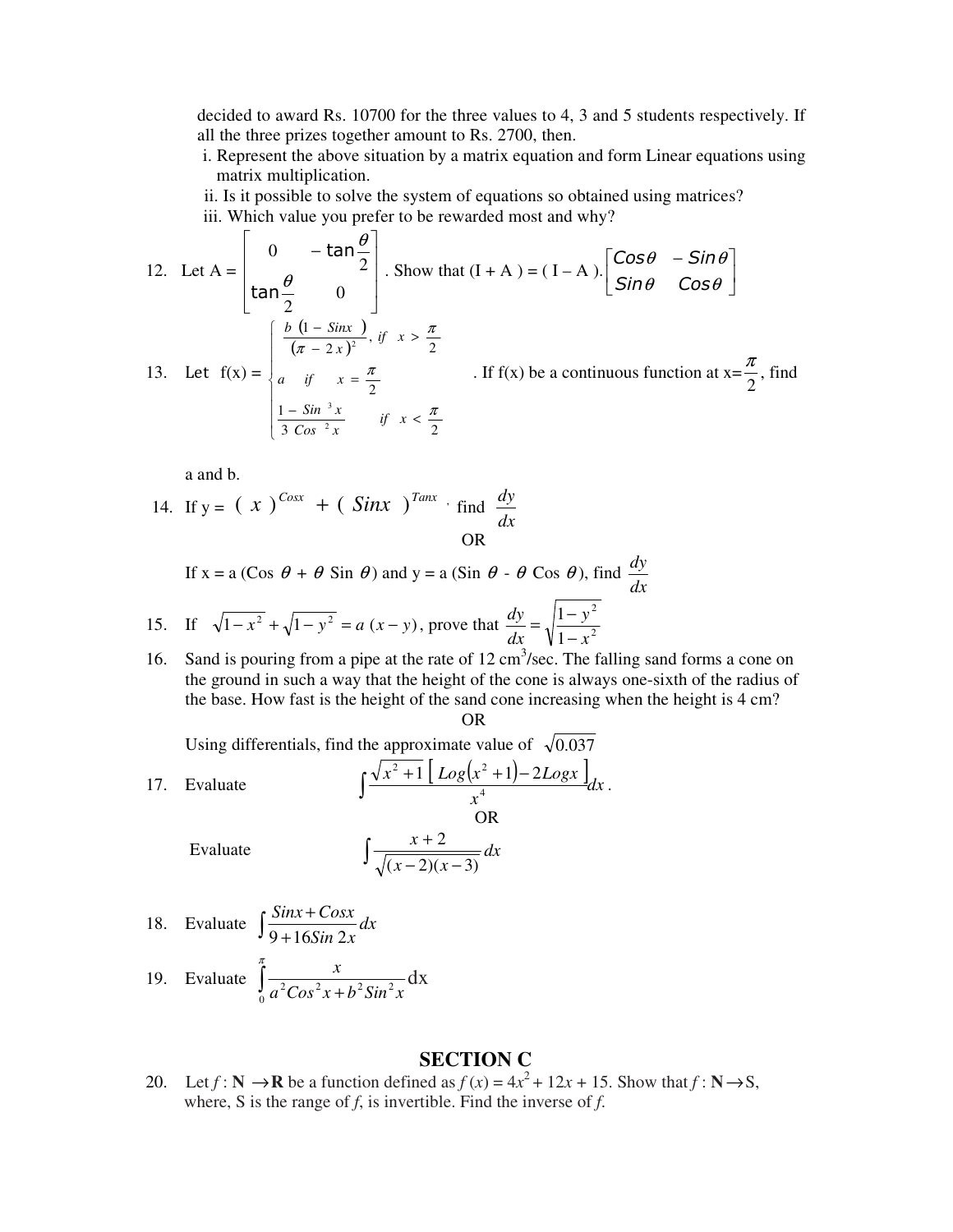decided to award Rs. 10700 for the three values to 4, 3 and 5 students respectively. If all the three prizes together amount to Rs. 2700, then.

i. Represent the above situation by a matrix equation and form Linear equations using matrix multiplication.

ii. Is it possible to solve the system of equations so obtained using matrices?

iii. Which value you prefer to be rewarded most and why?

12. Let A = $\begin{bmatrix} 0 & -\tan\frac{\theta}{2} \\ \tan\frac{\theta}{2} & 0 \end{bmatrix}$. Show that (I + A ) = ( I – A ).$\begin{bmatrix} Cos\theta & -Sin\theta \\ Sin\theta & Cos\theta \end{bmatrix}$

13. Let f(x) = $\begin{cases} \dfrac{b\,(1-Sinx\,)}{(\pi-2x)^2}, & if \quad x > \dfrac{\pi}{2} \\ a \quad if \quad x = \dfrac{\pi}{2} \\ \dfrac{1-Sin^3 x}{3\,Cos^2 x} & if \quad x < \dfrac{\pi}{2} \end{cases}$. If f(x) be a continuous function at x=$\frac{\pi}{2}$, find a and b.

14. If y = $(x)^{Cosx} + (Sinx)^{Tanx}$, find $\frac{dy}{dx}$

OR

If x = a (Cos $\theta$ + $\theta$ Sin $\theta$) and y = a (Sin $\theta$ - $\theta$ Cos $\theta$), find $\frac{dy}{dx}$

15. If $\sqrt{1-x^2}+\sqrt{1-y^2}=a\,(x-y)$, prove that $\frac{dy}{dx}=\sqrt{\frac{1-y^2}{1-x^2}}$

16. Sand is pouring from a pipe at the rate of 12 $cm^3$/sec. The falling sand forms a cone on the ground in such a way that the height of the cone is always one-sixth of the radius of the base. How fast is the height of the sand cone increasing when the height is 4 cm?

OR

Using differentials, find the approximate value of $\sqrt{0.037}$

17. Evaluate $\int \frac{\sqrt{x^2+1}\,\left[\,Log(x^2+1)-2Logx\,\right]}{x^4}dx$.

OR

Evaluate $\int \frac{x+2}{\sqrt{(x-2)(x-3)}}\,dx$

18. Evaluate $\int \frac{Sinx+Cosx}{9+16Sin\,2x}dx$

19. Evaluate $\int_0^{\pi} \frac{x}{a^2Cos^2x+b^2Sin^2x}$dx

## SECTION C

20. Let $f:\mathbf{N}\rightarrow\mathbf{R}$ be a function defined as $f(x) = 4x^2 + 12x + 15$. Show that $f:\mathbf{N}\rightarrow S$, where, S is the range of $f$, is invertible. Find the inverse of $f$.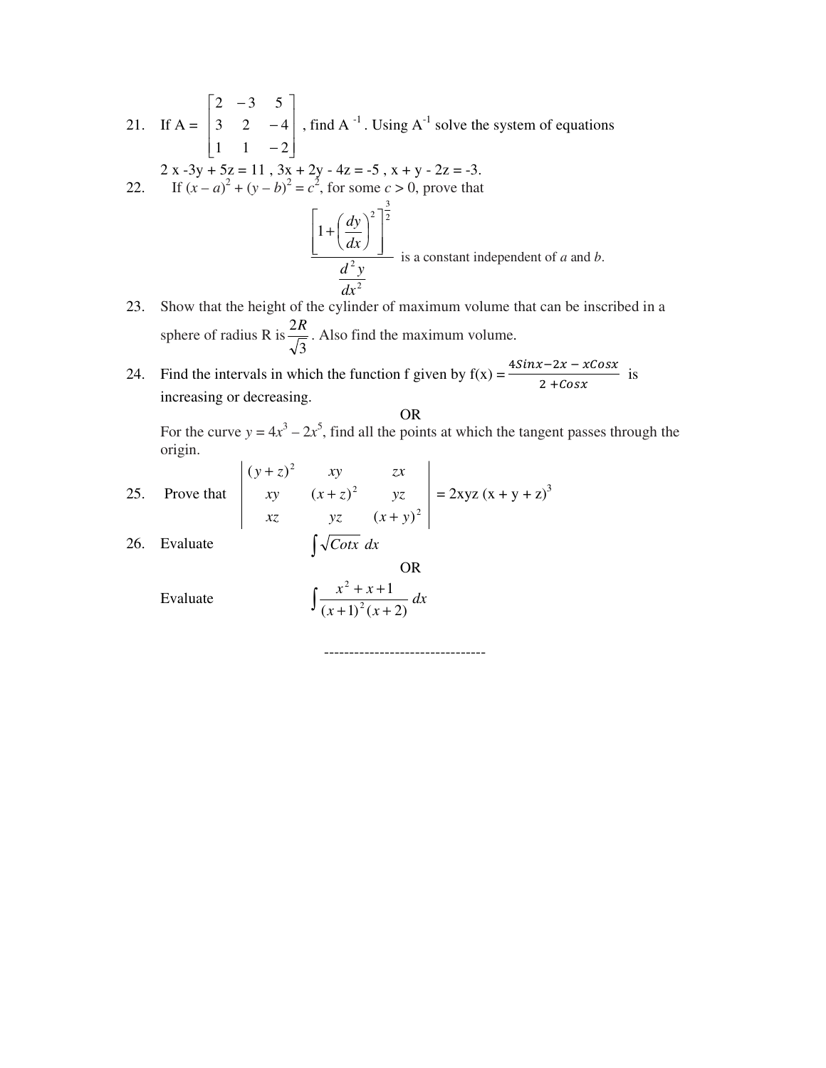21. If A = $\begin{bmatrix} 2 & -3 & 5 \\ 3 & 2 & -4 \\ 1 & 1 & -2 \end{bmatrix}$, find $A^{-1}$. Using $A^{-1}$ solve the system of equations

    2 x -3y + 5z = 11 , 3x + 2y - 4z = -5 , x + y - 2z = -3.

22. If $(x-a)^2 + (y-b)^2 = c^2$, for some $c > 0$, prove that

$$\frac{\left[1+\left(\frac{dy}{dx}\right)^2\right]^{\frac{3}{2}}}{\frac{d^2y}{dx^2}}$$ is a constant independent of *a* and *b*.

23. Show that the height of the cylinder of maximum volume that can be inscribed in a sphere of radius R is $\frac{2R}{\sqrt{3}}$. Also find the maximum volume.

24. Find the intervals in which the function f given by f(x) = $\frac{4Sinx - 2x - xCosx}{2 + Cosx}$ is increasing or decreasing.

OR

For the curve $y = 4x^3 - 2x^5$, find all the points at which the tangent passes through the origin.

25. Prove that $\begin{vmatrix} (y+z)^2 & xy & zx \\ xy & (x+z)^2 & yz \\ xz & yz & (x+y)^2 \end{vmatrix}$ = 2xyz $(x + y + z)^3$

26. Evaluate $\int \sqrt{Cotx}\, dx$

OR

Evaluate $\int \frac{x^2 + x + 1}{(x+1)^2(x+2)}\, dx$

--------------------------------